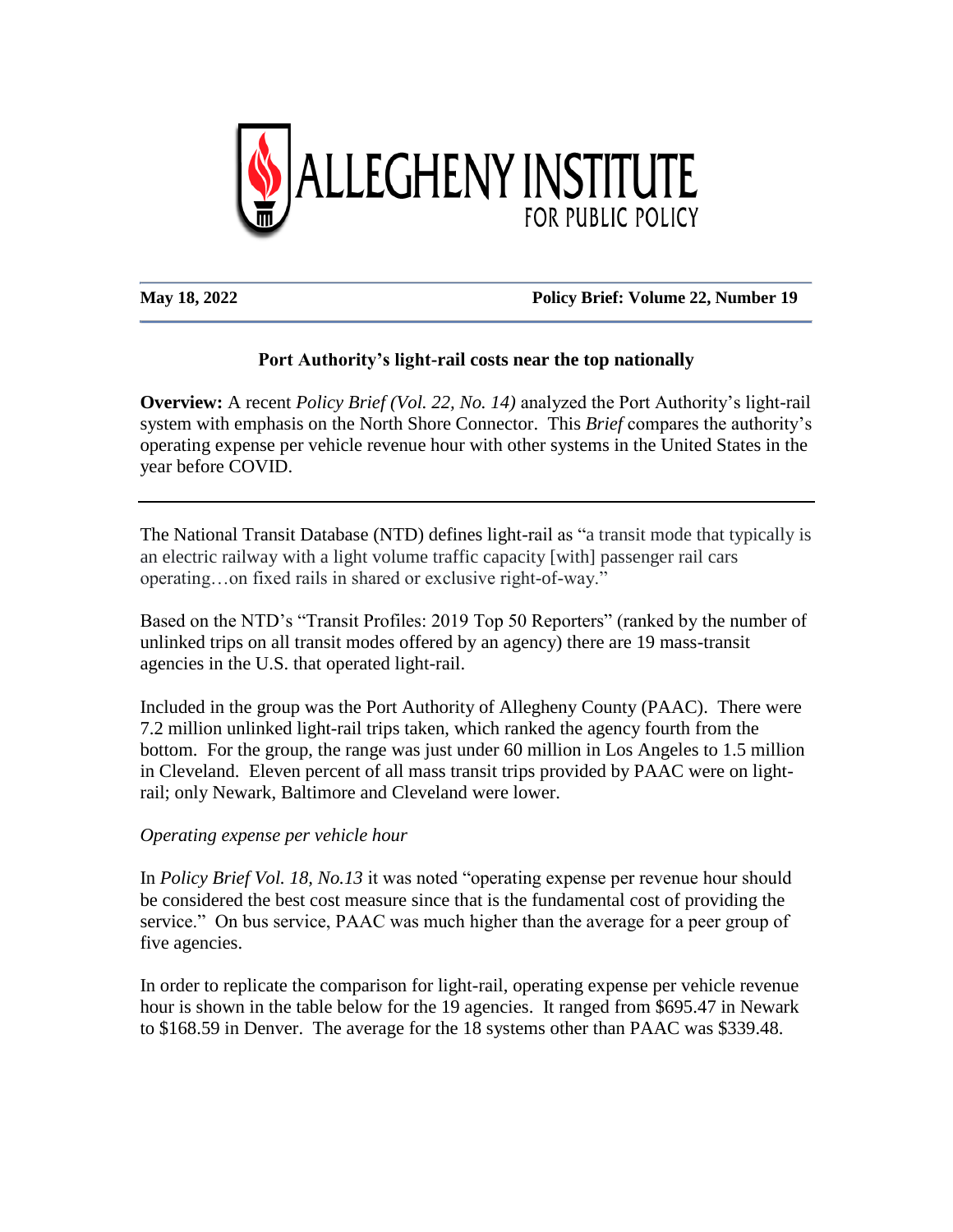ALLEGHENY INSTITUTE FOR PUBLIC POLICY

**May 18, 2022** **Policy Brief: Volume 22, Number 19**

## Port Authority's light-rail costs near the top nationally

**Overview:** A recent *Policy Brief (Vol. 22, No. 14)* analyzed the Port Authority's light-rail system with emphasis on the North Shore Connector. This *Brief* compares the authority's operating expense per vehicle revenue hour with other systems in the United States in the year before COVID.

---

The National Transit Database (NTD) defines light-rail as "a transit mode that typically is an electric railway with a light volume traffic capacity [with] passenger rail cars operating…on fixed rails in shared or exclusive right-of-way."

Based on the NTD's "Transit Profiles: 2019 Top 50 Reporters" (ranked by the number of unlinked trips on all transit modes offered by an agency) there are 19 mass-transit agencies in the U.S. that operated light-rail.

Included in the group was the Port Authority of Allegheny County (PAAC). There were 7.2 million unlinked light-rail trips taken, which ranked the agency fourth from the bottom. For the group, the range was just under 60 million in Los Angeles to 1.5 million in Cleveland. Eleven percent of all mass transit trips provided by PAAC were on light-rail; only Newark, Baltimore and Cleveland were lower.

*Operating expense per vehicle hour*

In *Policy Brief Vol. 18, No.13* it was noted "operating expense per revenue hour should be considered the best cost measure since that is the fundamental cost of providing the service." On bus service, PAAC was much higher than the average for a peer group of five agencies.

In order to replicate the comparison for light-rail, operating expense per vehicle revenue hour is shown in the table below for the 19 agencies. It ranged from $695.47 in Newark to $168.59 in Denver. The average for the 18 systems other than PAAC was $339.48.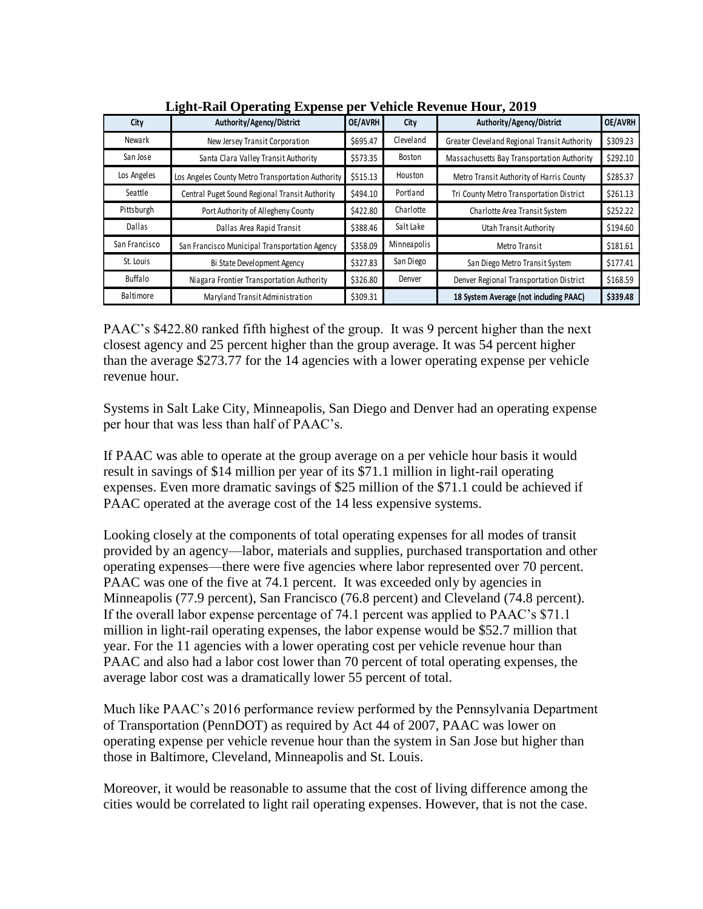**Light-Rail Operating Expense per Vehicle Revenue Hour, 2019**

| City | Authority/Agency/District | OE/AVRH | City | Authority/Agency/District | OE/AVRH |
|---|---|---|---|---|---|
| Newark | New Jersey Transit Corporation | $695.47 | Cleveland | Greater Cleveland Regional Transit Authority | $309.23 |
| San Jose | Santa Clara Valley Transit Authority | $573.35 | Boston | Massachusetts Bay Transportation Authority | $292.10 |
| Los Angeles | Los Angeles County Metro Transportation Authority | $515.13 | Houston | Metro Transit Authority of Harris County | $285.37 |
| Seattle | Central Puget Sound Regional Transit Authority | $494.10 | Portland | Tri County Metro Transportation District | $261.13 |
| Pittsburgh | Port Authority of Allegheny County | $422.80 | Charlotte | Charlotte Area Transit System | $252.22 |
| Dallas | Dallas Area Rapid Transit | $388.46 | Salt Lake | Utah Transit Authority | $194.60 |
| San Francisco | San Francisco Municipal Transportation Agency | $358.09 | Minneapolis | Metro Transit | $181.61 |
| St. Louis | Bi State Development Agency | $327.83 | San Diego | San Diego Metro Transit System | $177.41 |
| Buffalo | Niagara Frontier Transportation Authority | $326.80 | Denver | Denver Regional Transportation District | $168.59 |
| Baltimore | Maryland Transit Administration | $309.31 | | **18 System Average (not including PAAC)** | **$339.48** |

PAAC's $422.80 ranked fifth highest of the group. It was 9 percent higher than the next closest agency and 25 percent higher than the group average. It was 54 percent higher than the average $273.77 for the 14 agencies with a lower operating expense per vehicle revenue hour.

Systems in Salt Lake City, Minneapolis, San Diego and Denver had an operating expense per hour that was less than half of PAAC's.

If PAAC was able to operate at the group average on a per vehicle hour basis it would result in savings of $14 million per year of its $71.1 million in light-rail operating expenses. Even more dramatic savings of $25 million of the $71.1 could be achieved if PAAC operated at the average cost of the 14 less expensive systems.

Looking closely at the components of total operating expenses for all modes of transit provided by an agency—labor, materials and supplies, purchased transportation and other operating expenses—there were five agencies where labor represented over 70 percent. PAAC was one of the five at 74.1 percent. It was exceeded only by agencies in Minneapolis (77.9 percent), San Francisco (76.8 percent) and Cleveland (74.8 percent). If the overall labor expense percentage of 74.1 percent was applied to PAAC's $71.1 million in light-rail operating expenses, the labor expense would be $52.7 million that year. For the 11 agencies with a lower operating cost per vehicle revenue hour than PAAC and also had a labor cost lower than 70 percent of total operating expenses, the average labor cost was a dramatically lower 55 percent of total.

Much like PAAC's 2016 performance review performed by the Pennsylvania Department of Transportation (PennDOT) as required by Act 44 of 2007, PAAC was lower on operating expense per vehicle revenue hour than the system in San Jose but higher than those in Baltimore, Cleveland, Minneapolis and St. Louis.

Moreover, it would be reasonable to assume that the cost of living difference among the cities would be correlated to light rail operating expenses. However, that is not the case.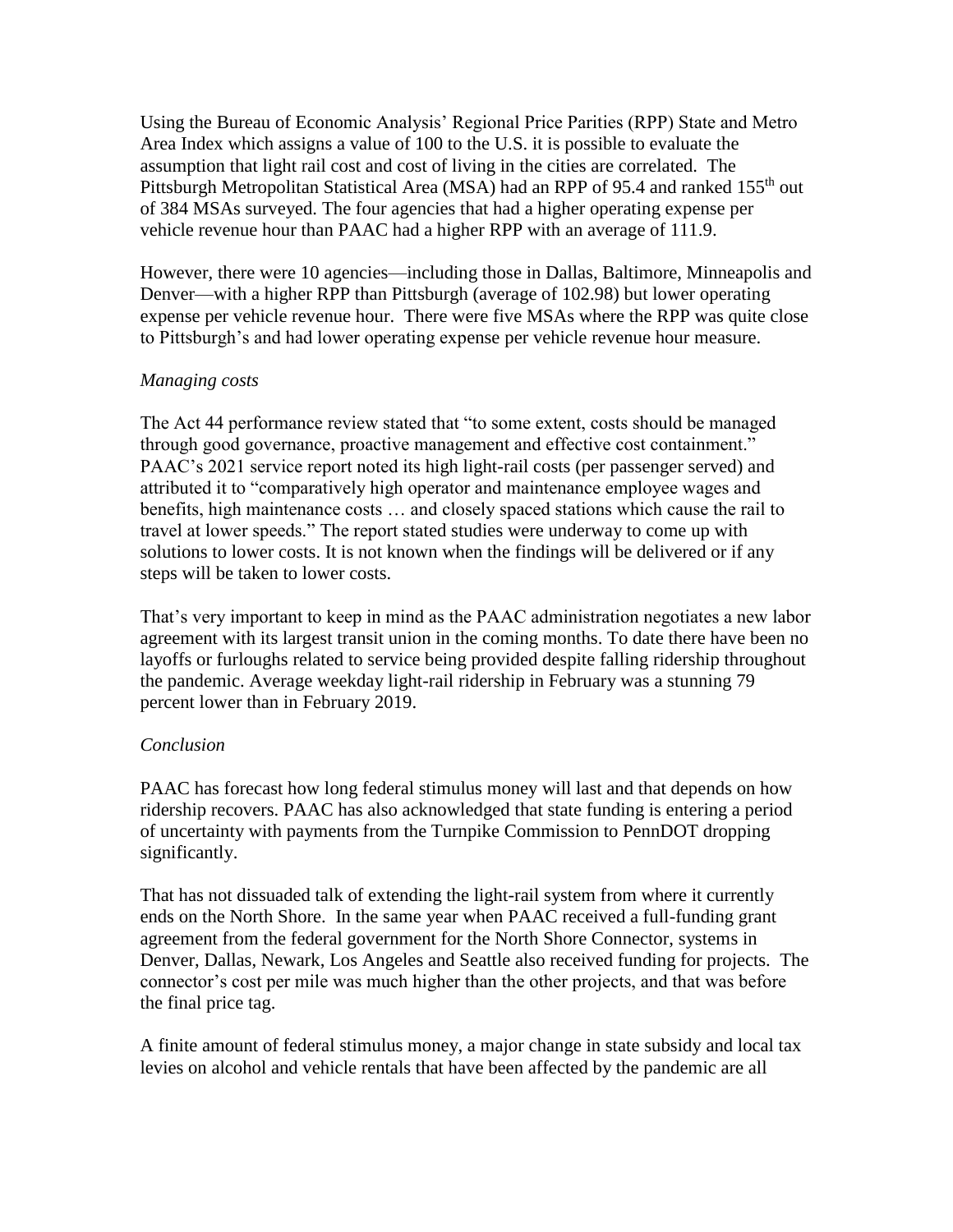Using the Bureau of Economic Analysis' Regional Price Parities (RPP) State and Metro Area Index which assigns a value of 100 to the U.S. it is possible to evaluate the assumption that light rail cost and cost of living in the cities are correlated. The Pittsburgh Metropolitan Statistical Area (MSA) had an RPP of 95.4 and ranked 155th out of 384 MSAs surveyed. The four agencies that had a higher operating expense per vehicle revenue hour than PAAC had a higher RPP with an average of 111.9.

However, there were 10 agencies—including those in Dallas, Baltimore, Minneapolis and Denver—with a higher RPP than Pittsburgh (average of 102.98) but lower operating expense per vehicle revenue hour. There were five MSAs where the RPP was quite close to Pittsburgh's and had lower operating expense per vehicle revenue hour measure.

*Managing costs*

The Act 44 performance review stated that "to some extent, costs should be managed through good governance, proactive management and effective cost containment." PAAC's 2021 service report noted its high light-rail costs (per passenger served) and attributed it to "comparatively high operator and maintenance employee wages and benefits, high maintenance costs … and closely spaced stations which cause the rail to travel at lower speeds." The report stated studies were underway to come up with solutions to lower costs. It is not known when the findings will be delivered or if any steps will be taken to lower costs.

That's very important to keep in mind as the PAAC administration negotiates a new labor agreement with its largest transit union in the coming months. To date there have been no layoffs or furloughs related to service being provided despite falling ridership throughout the pandemic. Average weekday light-rail ridership in February was a stunning 79 percent lower than in February 2019.

*Conclusion*

PAAC has forecast how long federal stimulus money will last and that depends on how ridership recovers. PAAC has also acknowledged that state funding is entering a period of uncertainty with payments from the Turnpike Commission to PennDOT dropping significantly.

That has not dissuaded talk of extending the light-rail system from where it currently ends on the North Shore. In the same year when PAAC received a full-funding grant agreement from the federal government for the North Shore Connector, systems in Denver, Dallas, Newark, Los Angeles and Seattle also received funding for projects. The connector's cost per mile was much higher than the other projects, and that was before the final price tag.

A finite amount of federal stimulus money, a major change in state subsidy and local tax levies on alcohol and vehicle rentals that have been affected by the pandemic are all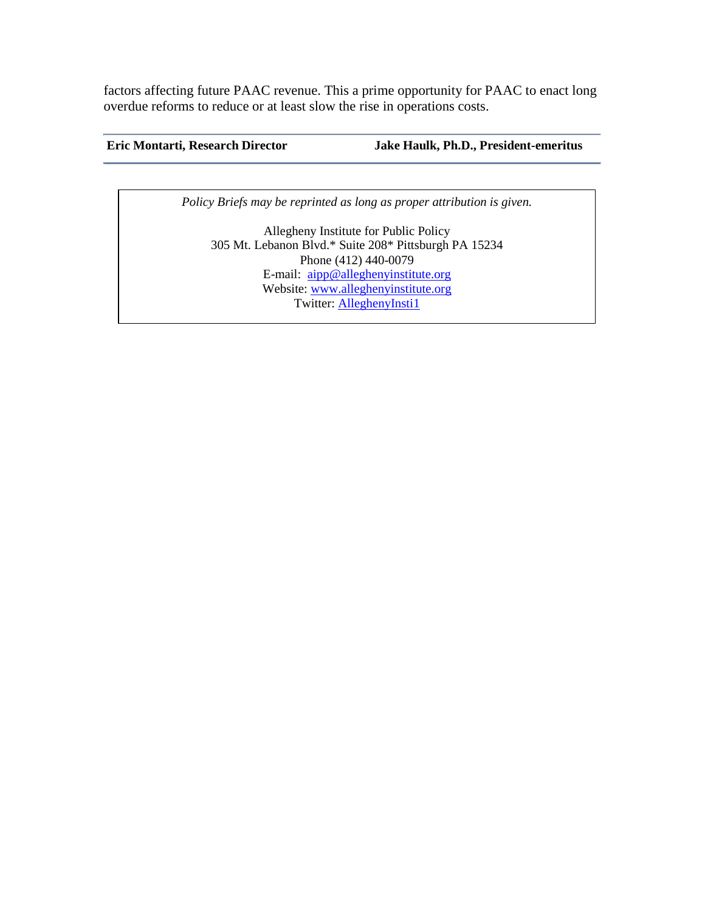factors affecting future PAAC revenue. This a prime opportunity for PAAC to enact long overdue reforms to reduce or at least slow the rise in operations costs.

---

**Eric Montarti, Research Director** **Jake Haulk, Ph.D., President-emeritus**

---

*Policy Briefs may be reprinted as long as proper attribution is given.*

Allegheny Institute for Public Policy
305 Mt. Lebanon Blvd.* Suite 208* Pittsburgh PA 15234
Phone (412) 440-0079
E-mail: aipp@alleghenyinstitute.org
Website: www.alleghenyinstitute.org
Twitter: AlleghenyInsti1